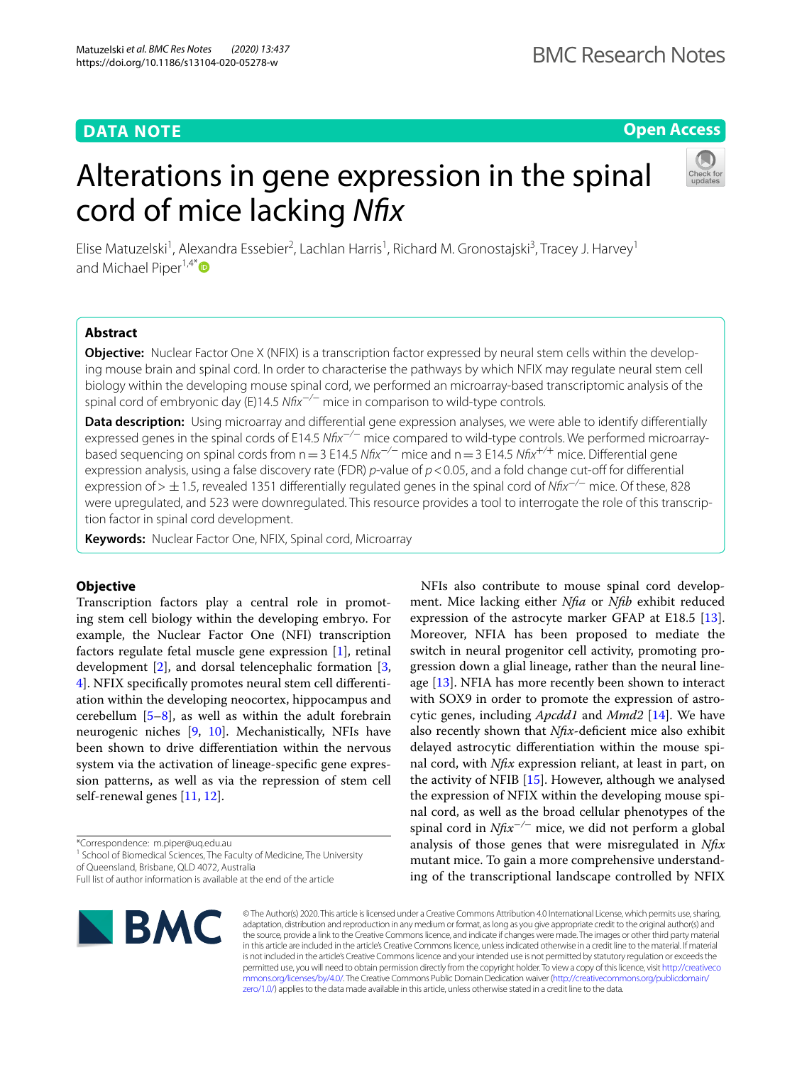**DATA NOTE** **Open Access**

# Alterations in gene expression in the spinal cord of mice lacking *Nfix*

Elise Matuzelski[1], Alexandra Essebier[2], Lachlan Harris[1], Richard M. Gronostajski[3], Tracey J. Harvey[1] and Michael Piper[1,4*]

## Abstract

**Objective:** Nuclear Factor One X (NFIX) is a transcription factor expressed by neural stem cells within the developing mouse brain and spinal cord. In order to characterise the pathways by which NFIX may regulate neural stem cell biology within the developing mouse spinal cord, we performed an microarray-based transcriptomic analysis of the spinal cord of embryonic day (E)14.5 $Nfix^{-/-}$ mice in comparison to wild-type controls.

**Data description:** Using microarray and differential gene expression analyses, we were able to identify differentially expressed genes in the spinal cords of E14.5 $Nfix^{-/-}$ mice compared to wild-type controls. We performed microarray-based sequencing on spinal cords from n = 3 E14.5 $Nfix^{-/-}$ mice and n = 3 E14.5 $Nfix^{+/+}$ mice. Differential gene expression analysis, using a false discovery rate (FDR) *p*-value of $p < 0.05$, and a fold change cut-off for differential expression of $> \pm 1.5$, revealed 1351 differentially regulated genes in the spinal cord of $Nfix^{-/-}$ mice. Of these, 828 were upregulated, and 523 were downregulated. This resource provides a tool to interrogate the role of this transcription factor in spinal cord development.

**Keywords:** Nuclear Factor One, NFIX, Spinal cord, Microarray

## Objective

Transcription factors play a central role in promoting stem cell biology within the developing embryo. For example, the Nuclear Factor One (NFI) transcription factors regulate fetal muscle gene expression [1], retinal development [2], and dorsal telencephalic formation [3, 4]. NFIX specifically promotes neural stem cell differentiation within the developing neocortex, hippocampus and cerebellum [5–8], as well as within the adult forebrain neurogenic niches [9, 10]. Mechanistically, NFIs have been shown to drive differentiation within the nervous system via the activation of lineage-specific gene expression patterns, as well as via the repression of stem cell self-renewal genes [11, 12].

NFIs also contribute to mouse spinal cord development. Mice lacking either *Nfia* or *Nfib* exhibit reduced expression of the astrocyte marker GFAP at E18.5 [13]. Moreover, NFIA has been proposed to mediate the switch in neural progenitor cell activity, promoting progression down a glial lineage, rather than the neural lineage [13]. NFIA has more recently been shown to interact with SOX9 in order to promote the expression of astrocytic genes, including *Apcdd1* and *Mmd2* [14]. We have also recently shown that *Nfix*-deficient mice also exhibit delayed astrocytic differentiation within the mouse spinal cord, with *Nfix* expression reliant, at least in part, on the activity of NFIB [15]. However, although we analysed the expression of NFIX within the developing mouse spinal cord, as well as the broad cellular phenotypes of the spinal cord in $Nfix^{-/-}$ mice, we did not perform a global analysis of those genes that were misregulated in *Nfix* mutant mice. To gain a more comprehensive understanding of the transcriptional landscape controlled by NFIX

*Correspondence: m.piper@uq.edu.au
[1] School of Biomedical Sciences, The Faculty of Medicine, The University of Queensland, Brisbane, QLD 4072, Australia
Full list of author information is available at the end of the article

© The Author(s) 2020. This article is licensed under a Creative Commons Attribution 4.0 International License, which permits use, sharing, adaptation, distribution and reproduction in any medium or format, as long as you give appropriate credit to the original author(s) and the source, provide a link to the Creative Commons licence, and indicate if changes were made. The images or other third party material in this article are included in the article's Creative Commons licence, unless indicated otherwise in a credit line to the material. If material is not included in the article's Creative Commons licence and your intended use is not permitted by statutory regulation or exceeds the permitted use, you will need to obtain permission directly from the copyright holder. To view a copy of this licence, visit http://creativecommons.org/licenses/by/4.0/. The Creative Commons Public Domain Dedication waiver (http://creativecommons.org/publicdomain/zero/1.0/) applies to the data made available in this article, unless otherwise stated in a credit line to the data.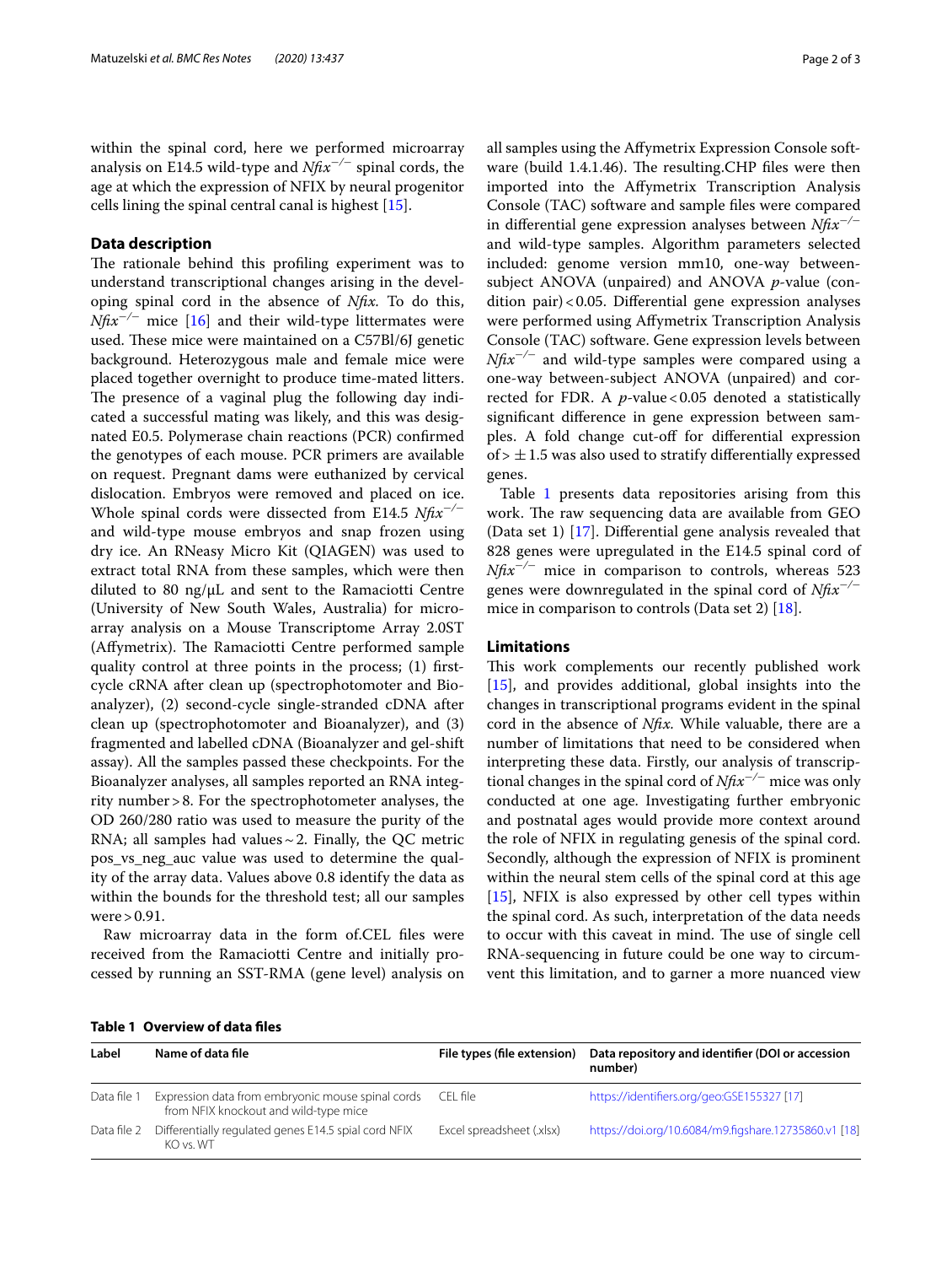within the spinal cord, here we performed microarray analysis on E14.5 wild-type and *Nfix*$^{-/-}$ spinal cords, the age at which the expression of NFIX by neural progenitor cells lining the spinal central canal is highest [15].

## Data description

The rationale behind this profiling experiment was to understand transcriptional changes arising in the developing spinal cord in the absence of *Nfix*. To do this, *Nfix*$^{-/-}$ mice [16] and their wild-type littermates were used. These mice were maintained on a C57Bl/6J genetic background. Heterozygous male and female mice were placed together overnight to produce time-mated litters. The presence of a vaginal plug the following day indicated a successful mating was likely, and this was designated E0.5. Polymerase chain reactions (PCR) confirmed the genotypes of each mouse. PCR primers are available on request. Pregnant dams were euthanized by cervical dislocation. Embryos were removed and placed on ice. Whole spinal cords were dissected from E14.5 *Nfix*$^{-/-}$ and wild-type mouse embryos and snap frozen using dry ice. An RNeasy Micro Kit (QIAGEN) was used to extract total RNA from these samples, which were then diluted to 80 ng/μL and sent to the Ramaciotti Centre (University of New South Wales, Australia) for microarray analysis on a Mouse Transcriptome Array 2.0ST (Affymetrix). The Ramaciotti Centre performed sample quality control at three points in the process; (1) first-cycle cRNA after clean up (spectrophotomoter and Bioanalyzer), (2) second-cycle single-stranded cDNA after clean up (spectrophotomoter and Bioanalyzer), and (3) fragmented and labelled cDNA (Bioanalyzer and gel-shift assay). All the samples passed these checkpoints. For the Bioanalyzer analyses, all samples reported an RNA integrity number > 8. For the spectrophotometer analyses, the OD 260/280 ratio was used to measure the purity of the RNA; all samples had values ~ 2. Finally, the QC metric pos_vs_neg_auc value was used to determine the quality of the array data. Values above 0.8 identify the data as within the bounds for the threshold test; all our samples were > 0.91.

Raw microarray data in the form of.CEL files were received from the Ramaciotti Centre and initially processed by running an SST-RMA (gene level) analysis on all samples using the Affymetrix Expression Console software (build 1.4.1.46). The resulting.CHP files were then imported into the Affymetrix Transcription Analysis Console (TAC) software and sample files were compared in differential gene expression analyses between *Nfix*$^{-/-}$ and wild-type samples. Algorithm parameters selected included: genome version mm10, one-way between-subject ANOVA (unpaired) and ANOVA $p$-value (condition pair) < 0.05. Differential gene expression analyses were performed using Affymetrix Transcription Analysis Console (TAC) software. Gene expression levels between *Nfix*$^{-/-}$ and wild-type samples were compared using a one-way between-subject ANOVA (unpaired) and corrected for FDR. A $p$-value < 0.05 denoted a statistically significant difference in gene expression between samples. A fold change cut-off for differential expression of > ± 1.5 was also used to stratify differentially expressed genes.

Table 1 presents data repositories arising from this work. The raw sequencing data are available from GEO (Data set 1) [17]. Differential gene analysis revealed that 828 genes were upregulated in the E14.5 spinal cord of *Nfix*$^{-/-}$ mice in comparison to controls, whereas 523 genes were downregulated in the spinal cord of *Nfix*$^{-/-}$ mice in comparison to controls (Data set 2) [18].

## Limitations

This work complements our recently published work [15], and provides additional, global insights into the changes in transcriptional programs evident in the spinal cord in the absence of *Nfix*. While valuable, there are a number of limitations that need to be considered when interpreting these data. Firstly, our analysis of transcriptional changes in the spinal cord of *Nfix*$^{-/-}$ mice was only conducted at one age. Investigating further embryonic and postnatal ages would provide more context around the role of NFIX in regulating genesis of the spinal cord. Secondly, although the expression of NFIX is prominent within the neural stem cells of the spinal cord at this age [15], NFIX is also expressed by other cell types within the spinal cord. As such, interpretation of the data needs to occur with this caveat in mind. The use of single cell RNA-sequencing in future could be one way to circumvent this limitation, and to garner a more nuanced view

**Table 1 Overview of data files**

| Label | Name of data file | File types (file extension) | Data repository and identifier (DOI or accession number) |
|---|---|---|---|
| Data file 1 | Expression data from embryonic mouse spinal cords from NFIX knockout and wild-type mice | CEL file | https://identifiers.org/geo:GSE155327 [17] |
| Data file 2 | Differentially regulated genes E14.5 spial cord NFIX KO vs. WT | Excel spreadsheet (.xlsx) | https://doi.org/10.6084/m9.figshare.12735860.v1 [18] |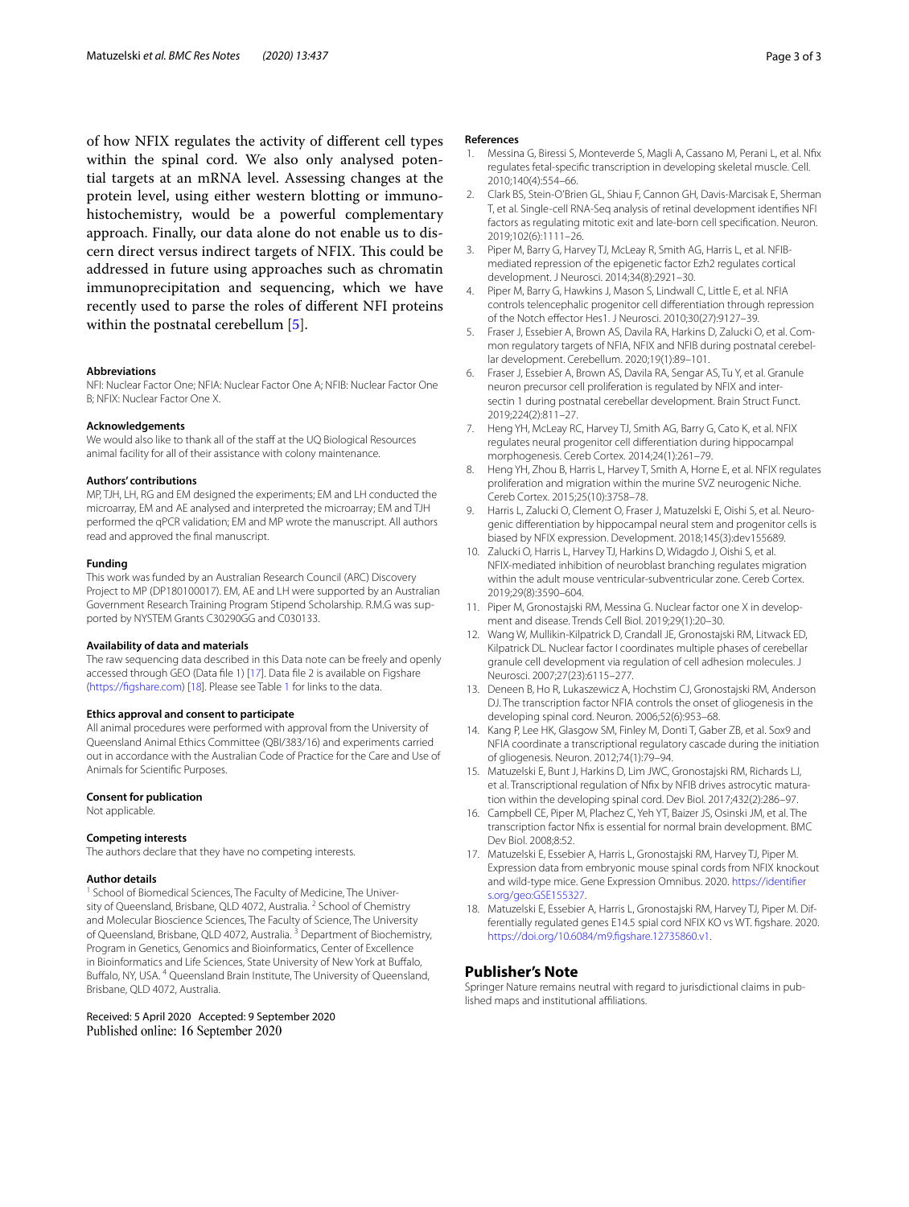of how NFIX regulates the activity of different cell types within the spinal cord. We also only analysed potential targets at an mRNA level. Assessing changes at the protein level, using either western blotting or immunohistochemistry, would be a powerful complementary approach. Finally, our data alone do not enable us to discern direct versus indirect targets of NFIX. This could be addressed in future using approaches such as chromatin immunoprecipitation and sequencing, which we have recently used to parse the roles of different NFI proteins within the postnatal cerebellum [5].

#### Abbreviations

NFI: Nuclear Factor One; NFIA: Nuclear Factor One A; NFIB: Nuclear Factor One B; NFIX: Nuclear Factor One X.

#### Acknowledgements

We would also like to thank all of the staff at the UQ Biological Resources animal facility for all of their assistance with colony maintenance.

#### Authors' contributions

MP, TJH, LH, RG and EM designed the experiments; EM and LH conducted the microarray, EM and AE analysed and interpreted the microarray; EM and TJH performed the qPCR validation; EM and MP wrote the manuscript. All authors read and approved the final manuscript.

#### Funding

This work was funded by an Australian Research Council (ARC) Discovery Project to MP (DP180100017). EM, AE and LH were supported by an Australian Government Research Training Program Stipend Scholarship. R.M.G was supported by NYSTEM Grants C30290GG and C030133.

#### Availability of data and materials

The raw sequencing data described in this Data note can be freely and openly accessed through GEO (Data file 1) [17]. Data file 2 is available on Figshare (https://figshare.com) [18]. Please see Table 1 for links to the data.

#### Ethics approval and consent to participate

All animal procedures were performed with approval from the University of Queensland Animal Ethics Committee (QBI/383/16) and experiments carried out in accordance with the Australian Code of Practice for the Care and Use of Animals for Scientific Purposes.

#### Consent for publication

Not applicable.

#### Competing interests

The authors declare that they have no competing interests.

#### Author details

[1] School of Biomedical Sciences, The Faculty of Medicine, The University of Queensland, Brisbane, QLD 4072, Australia. [2] School of Chemistry and Molecular Bioscience Sciences, The Faculty of Science, The University of Queensland, Brisbane, QLD 4072, Australia. [3] Department of Biochemistry, Program in Genetics, Genomics and Bioinformatics, Center of Excellence in Bioinformatics and Life Sciences, State University of New York at Buffalo, Buffalo, NY, USA. [4] Queensland Brain Institute, The University of Queensland, Brisbane, QLD 4072, Australia.

Received: 5 April 2020 Accepted: 9 September 2020
Published online: 16 September 2020

#### References

1. Messina G, Biressi S, Monteverde S, Magli A, Cassano M, Perani L, et al. Nfix regulates fetal-specific transcription in developing skeletal muscle. Cell. 2010;140(4):554–66.
2. Clark BS, Stein-O'Brien GL, Shiau F, Cannon GH, Davis-Marcisak E, Sherman T, et al. Single-cell RNA-Seq analysis of retinal development identifies NFI factors as regulating mitotic exit and late-born cell specification. Neuron. 2019;102(6):1111–26.
3. Piper M, Barry G, Harvey TJ, McLeay R, Smith AG, Harris L, et al. NFIB-mediated repression of the epigenetic factor Ezh2 regulates cortical development. J Neurosci. 2014;34(8):2921–30.
4. Piper M, Barry G, Hawkins J, Mason S, Lindwall C, Little E, et al. NFIA controls telencephalic progenitor cell differentiation through repression of the Notch effector Hes1. J Neurosci. 2010;30(27):9127–39.
5. Fraser J, Essebier A, Brown AS, Davila RA, Harkins D, Zalucki O, et al. Common regulatory targets of NFIA, NFIX and NFIB during postnatal cerebellar development. Cerebellum. 2020;19(1):89–101.
6. Fraser J, Essebier A, Brown AS, Davila RA, Sengar AS, Tu Y, et al. Granule neuron precursor cell proliferation is regulated by NFIX and intersectin 1 during postnatal cerebellar development. Brain Struct Funct. 2019;224(2):811–27.
7. Heng YH, McLeay RC, Harvey TJ, Smith AG, Barry G, Cato K, et al. NFIX regulates neural progenitor cell differentiation during hippocampal morphogenesis. Cereb Cortex. 2014;24(1):261–79.
8. Heng YH, Zhou B, Harris L, Harvey T, Smith A, Horne E, et al. NFIX regulates proliferation and migration within the murine SVZ neurogenic Niche. Cereb Cortex. 2015;25(10):3758–78.
9. Harris L, Zalucki O, Clement O, Fraser J, Matuzelski E, Oishi S, et al. Neurogenic differentiation by hippocampal neural stem and progenitor cells is biased by NFIX expression. Development. 2018;145(3):dev155689.
10. Zalucki O, Harris L, Harvey TJ, Harkins D, Widagdo J, Oishi S, et al. NFIX-mediated inhibition of neuroblast branching regulates migration within the adult mouse ventricular-subventricular zone. Cereb Cortex. 2019;29(8):3590–604.
11. Piper M, Gronostajski RM, Messina G. Nuclear factor one X in development and disease. Trends Cell Biol. 2019;29(1):20–30.
12. Wang W, Mullikin-Kilpatrick D, Crandall JE, Gronostajski RM, Litwack ED, Kilpatrick DL. Nuclear factor I coordinates multiple phases of cerebellar granule cell development via regulation of cell adhesion molecules. J Neurosci. 2007;27(23):6115–277.
13. Deneen B, Ho R, Lukaszewicz A, Hochstim CJ, Gronostajski RM, Anderson DJ. The transcription factor NFIA controls the onset of gliogenesis in the developing spinal cord. Neuron. 2006;52(6):953–68.
14. Kang P, Lee HK, Glasgow SM, Finley M, Donti T, Gaber ZB, et al. Sox9 and NFIA coordinate a transcriptional regulatory cascade during the initiation of gliogenesis. Neuron. 2012;74(1):79–94.
15. Matuzelski E, Bunt J, Harkins D, Lim JWC, Gronostajski RM, Richards LJ, et al. Transcriptional regulation of Nfix by NFIB drives astrocytic maturation within the developing spinal cord. Dev Biol. 2017;432(2):286–97.
16. Campbell CE, Piper M, Plachez C, Yeh YT, Baizer JS, Osinski JM, et al. The transcription factor Nfix is essential for normal brain development. BMC Dev Biol. 2008;8:52.
17. Matuzelski E, Essebier A, Harris L, Gronostajski RM, Harvey TJ, Piper M. Expression data from embryonic mouse spinal cords from NFIX knockout and wild-type mice. Gene Expression Omnibus. 2020. https://identifiers.org/geo:GSE155327.
18. Matuzelski E, Essebier A, Harris L, Gronostajski RM, Harvey TJ, Piper M. Differentially regulated genes E14.5 spial cord NFIX KO vs WT. figshare. 2020. https://doi.org/10.6084/m9.figshare.12735860.v1.

## Publisher's Note

Springer Nature remains neutral with regard to jurisdictional claims in published maps and institutional affiliations.